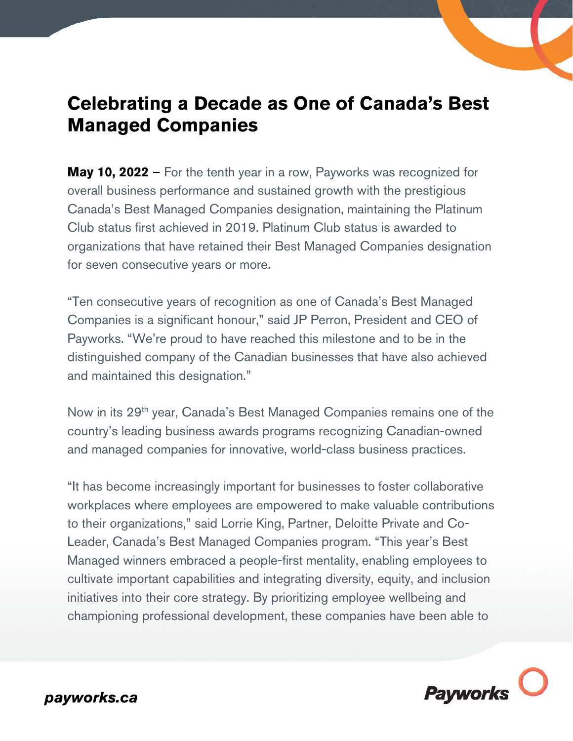# Celebrating a Decade as One of Canada's Best Managed Companies

**May 10, 2022** – For the tenth year in a row, Payworks was recognized for overall business performance and sustained growth with the prestigious Canada's Best Managed Companies designation, maintaining the Platinum Club status first achieved in 2019. Platinum Club status is awarded to organizations that have retained their Best Managed Companies designation for seven consecutive years or more.

"Ten consecutive years of recognition as one of Canada's Best Managed Companies is a significant honour," said JP Perron, President and CEO of Payworks. "We're proud to have reached this milestone and to be in the distinguished company of the Canadian businesses that have also achieved and maintained this designation."

Now in its 29th year, Canada's Best Managed Companies remains one of the country's leading business awards programs recognizing Canadian-owned and managed companies for innovative, world-class business practices.

"It has become increasingly important for businesses to foster collaborative workplaces where employees are empowered to make valuable contributions to their organizations," said Lorrie King, Partner, Deloitte Private and Co-Leader, Canada's Best Managed Companies program. "This year's Best Managed winners embraced a people-first mentality, enabling employees to cultivate important capabilities and integrating diversity, equity, and inclusion initiatives into their core strategy. By prioritizing employee wellbeing and championing professional development, these companies have been able to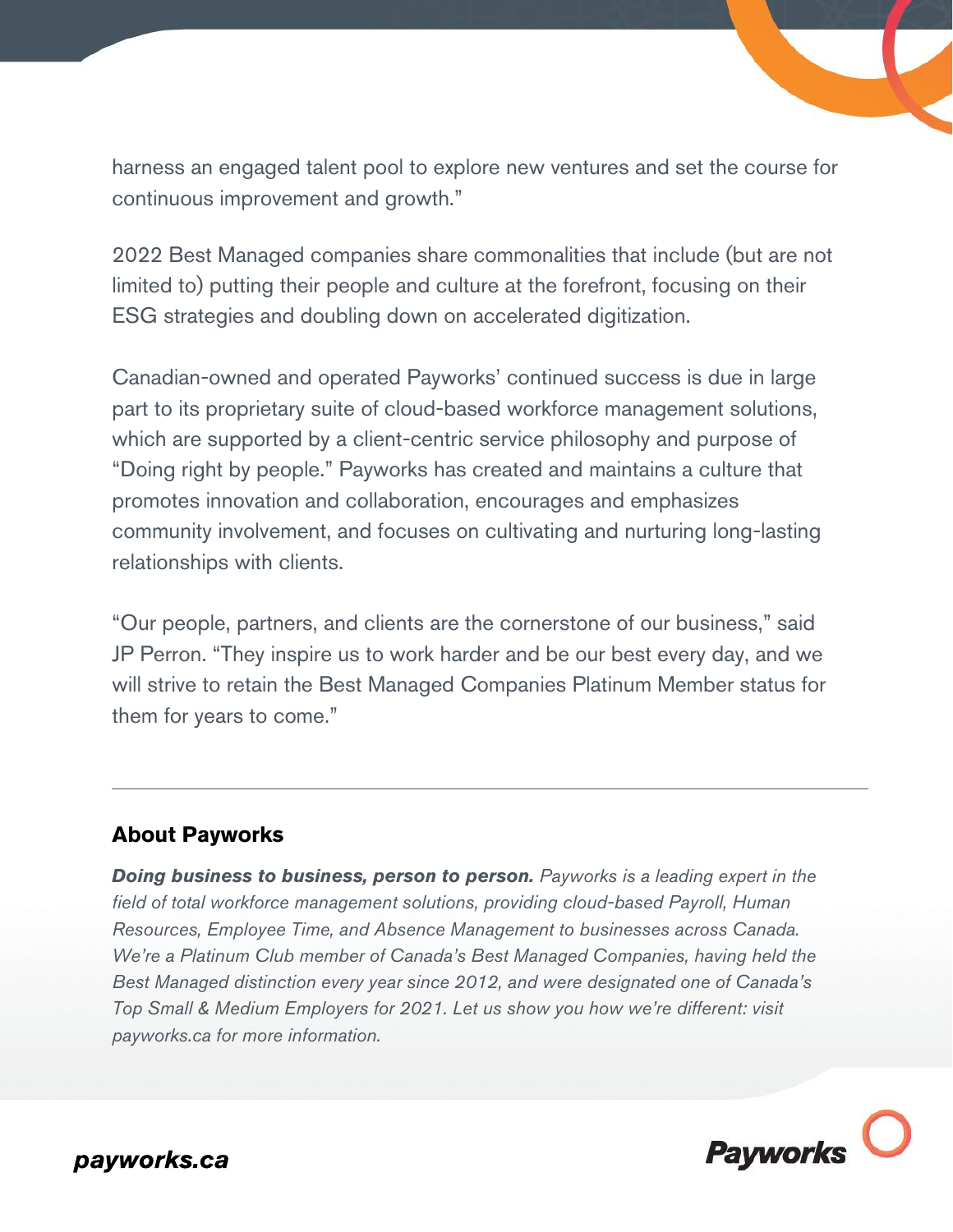harness an engaged talent pool to explore new ventures and set the course for continuous improvement and growth."

2022 Best Managed companies share commonalities that include (but are not limited to) putting their people and culture at the forefront, focusing on their ESG strategies and doubling down on accelerated digitization.

Canadian-owned and operated Payworks' continued success is due in large part to its proprietary suite of cloud-based workforce management solutions, which are supported by a client-centric service philosophy and purpose of "Doing right by people." Payworks has created and maintains a culture that promotes innovation and collaboration, encourages and emphasizes community involvement, and focuses on cultivating and nurturing long-lasting relationships with clients.

"Our people, partners, and clients are the cornerstone of our business," said JP Perron. "They inspire us to work harder and be our best every day, and we will strive to retain the Best Managed Companies Platinum Member status for them for years to come."

---

## About Payworks

***Doing business to business, person to person.*** *Payworks is a leading expert in the field of total workforce management solutions, providing cloud-based Payroll, Human Resources, Employee Time, and Absence Management to businesses across Canada. We're a Platinum Club member of Canada's Best Managed Companies, having held the Best Managed distinction every year since 2012, and were designated one of Canada's Top Small & Medium Employers for 2021. Let us show you how we're different: visit payworks.ca for more information.*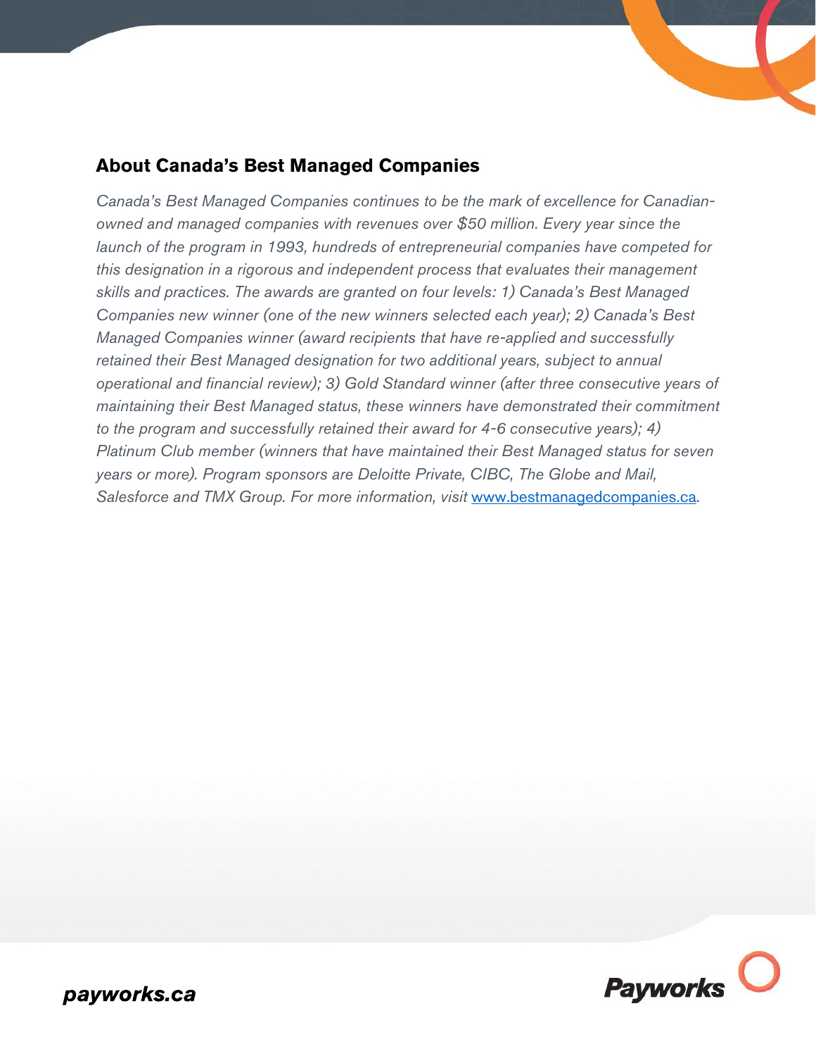## About Canada's Best Managed Companies

*Canada's Best Managed Companies continues to be the mark of excellence for Canadian-owned and managed companies with revenues over $50 million. Every year since the launch of the program in 1993, hundreds of entrepreneurial companies have competed for this designation in a rigorous and independent process that evaluates their management skills and practices. The awards are granted on four levels: 1) Canada's Best Managed Companies new winner (one of the new winners selected each year); 2) Canada's Best Managed Companies winner (award recipients that have re-applied and successfully retained their Best Managed designation for two additional years, subject to annual operational and financial review); 3) Gold Standard winner (after three consecutive years of maintaining their Best Managed status, these winners have demonstrated their commitment to the program and successfully retained their award for 4-6 consecutive years); 4) Platinum Club member (winners that have maintained their Best Managed status for seven years or more). Program sponsors are Deloitte Private, CIBC, The Globe and Mail, Salesforce and TMX Group. For more information, visit [www.bestmanagedcompanies.ca](http://www.bestmanagedcompanies.ca).*

payworks.ca

Payworks